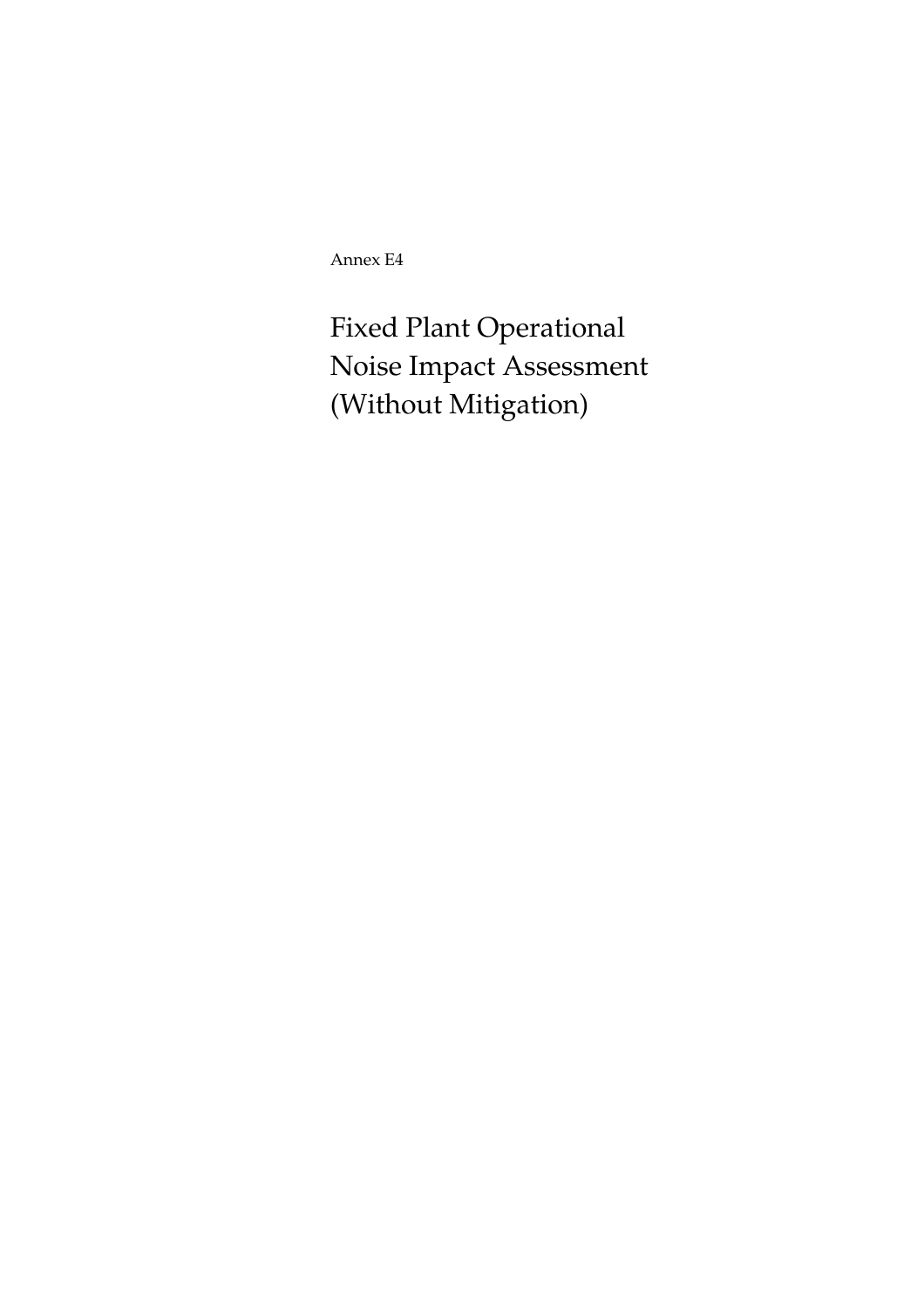Annex E4

# Fixed Plant Operational Noise Impact Assessment (Without Mitigation)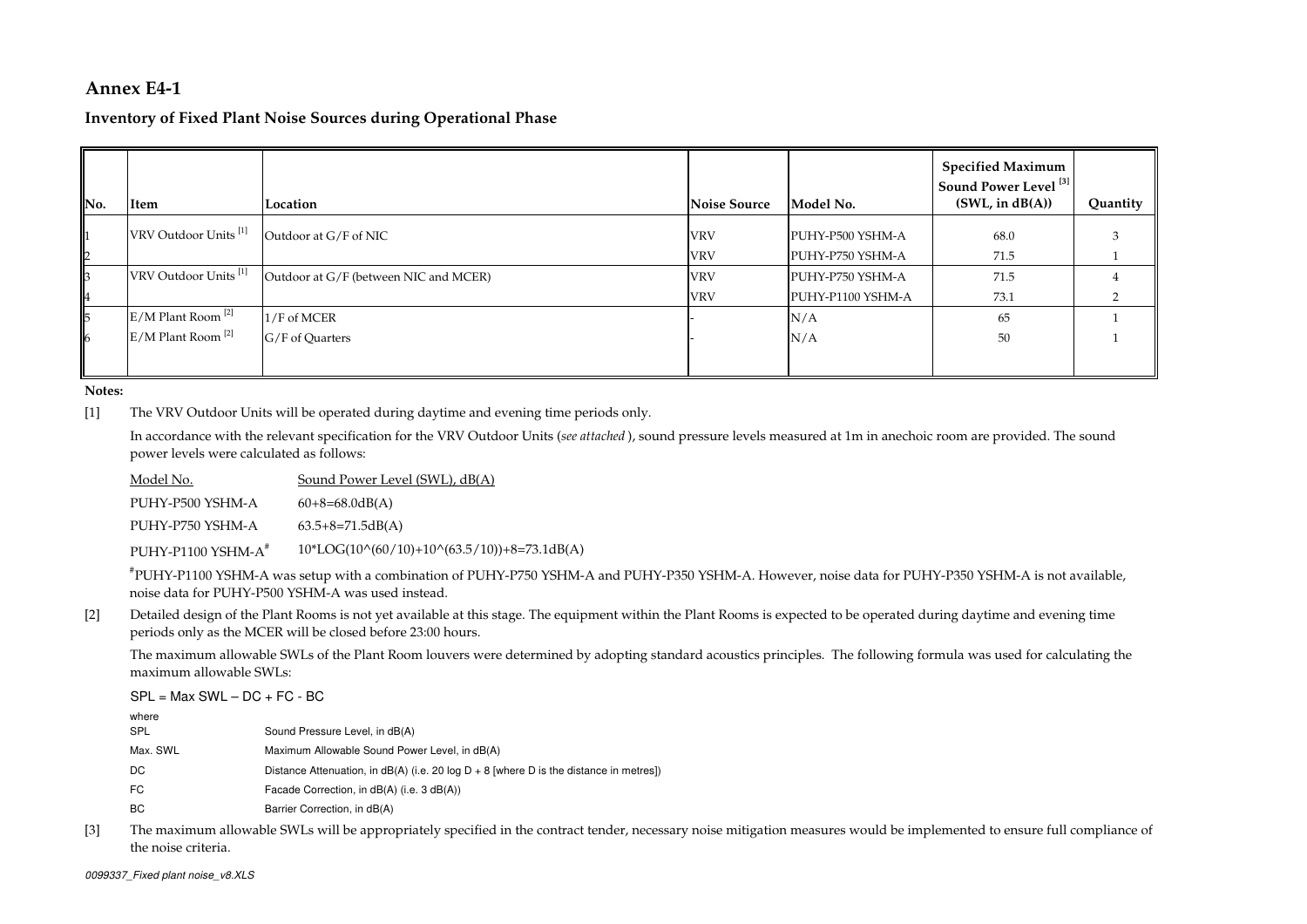# Annex E4-1

## Inventory of Fixed Plant Noise Sources during Operational Phase

| No. | Item | Location | Noise Source | Model No. | Specified Maximum Sound Power Level [3] (SWL, in dB(A)) | Quantity |
|---|---|---|---|---|---|---|
| 1 | VRV Outdoor Units [1] | Outdoor at G/F of NIC | VRV | PUHY-P500 YSHM-A | 68.0 | 3 |
| 2 | | | VRV | PUHY-P750 YSHM-A | 71.5 | 1 |
| 3 | VRV Outdoor Units [1] | Outdoor at G/F (between NIC and MCER) | VRV | PUHY-P750 YSHM-A | 71.5 | 4 |
| 4 | | | VRV | PUHY-P1100 YSHM-A | 73.1 | 2 |
| 5 | E/M Plant Room [2] | 1/F of MCER | - | N/A | 65 | 1 |
| 6 | E/M Plant Room [2] | G/F of Quarters | - | N/A | 50 | 1 |

**Notes:**

[1] The VRV Outdoor Units will be operated during daytime and evening time periods only.

In accordance with the relevant specification for the VRV Outdoor Units (*see attached*), sound pressure levels measured at 1m in anechoic room are provided. The sound power levels were calculated as follows:

| Model No. | Sound Power Level (SWL), dB(A) |
|---|---|
| PUHY-P500 YSHM-A | 60+8=68.0dB(A) |
| PUHY-P750 YSHM-A | 63.5+8=71.5dB(A) |
| PUHY-P1100 YSHM-A# | 10*LOG(10^(60/10)+10^(63.5/10))+8=73.1dB(A) |

#PUHY-P1100 YSHM-A was setup with a combination of PUHY-P750 YSHM-A and PUHY-P350 YSHM-A. However, noise data for PUHY-P350 YSHM-A is not available, noise data for PUHY-P500 YSHM-A was used instead.

[2] Detailed design of the Plant Rooms is not yet available at this stage. The equipment within the Plant Rooms is expected to be operated during daytime and evening time periods only as the MCER will be closed before 23:00 hours.

The maximum allowable SWLs of the Plant Room louvers were determined by adopting standard acoustics principles. The following formula was used for calculating the maximum allowable SWLs:

$$SPL = Max\ SWL - DC + FC - BC$$

where

| | |
|---|---|
| SPL | Sound Pressure Level, in dB(A) |
| Max. SWL | Maximum Allowable Sound Power Level, in dB(A) |
| DC | Distance Attenuation, in dB(A) (i.e. $20 \log D + 8$ [where D is the distance in metres]) |
| FC | Facade Correction, in dB(A) (i.e. 3 dB(A)) |
| BC | Barrier Correction, in dB(A) |

[3] The maximum allowable SWLs will be appropriately specified in the contract tender, necessary noise mitigation measures would be implemented to ensure full compliance of the noise criteria.

*0099337_Fixed plant noise_v8.XLS*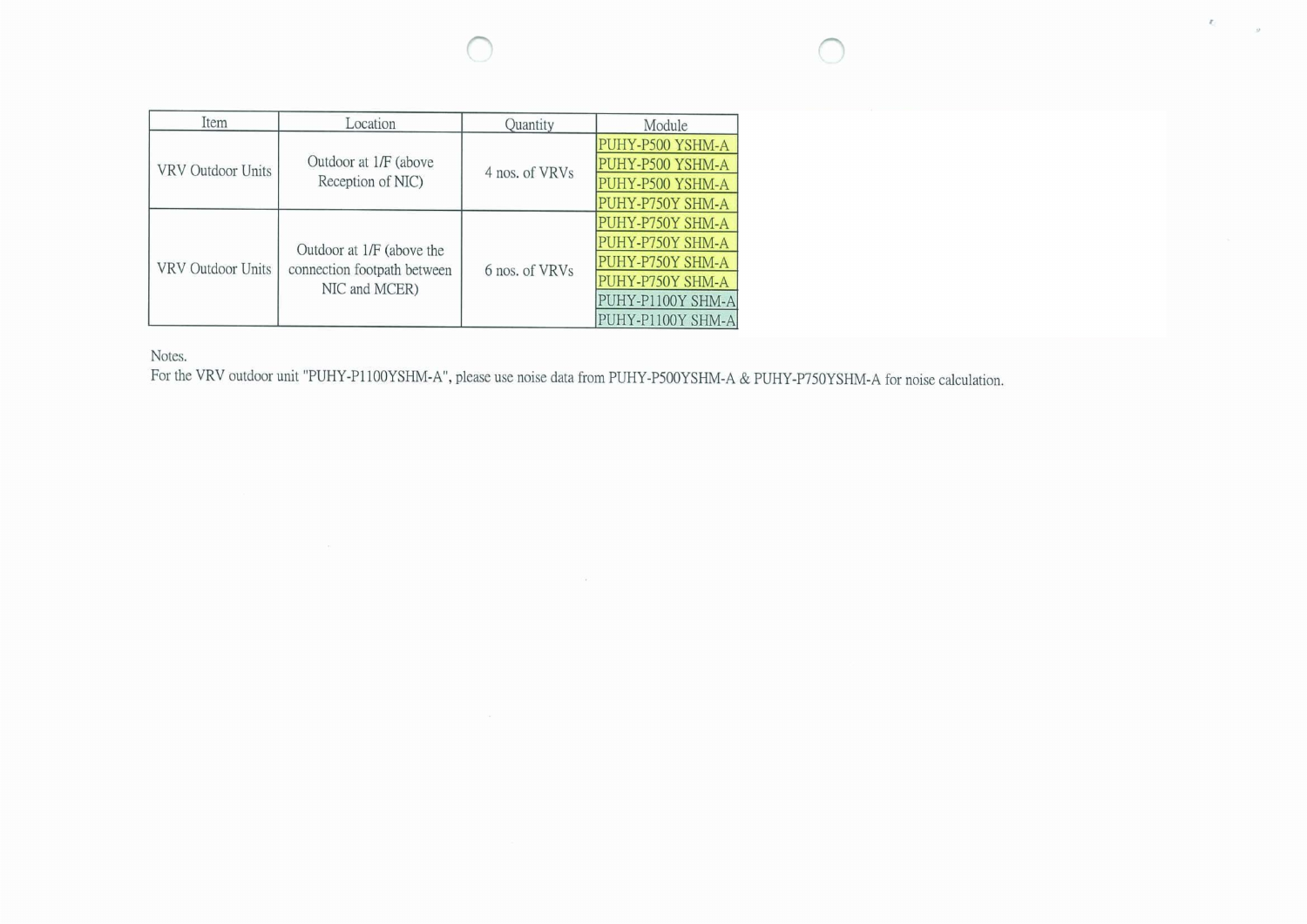| Item | Location | Quantity | Module |
|---|---|---|---|
| VRV Outdoor Units | Outdoor at 1/F (above Reception of NIC) | 4 nos. of VRVs | PUHY-P500 YSHM-A |
| | | | PUHY-P500 YSHM-A |
| | | | PUHY-P500 YSHM-A |
| | | | PUHY-P750Y SHM-A |
| VRV Outdoor Units | Outdoor at 1/F (above the connection footpath between NIC and MCER) | 6 nos. of VRVs | PUHY-P750Y SHM-A |
| | | | PUHY-P750Y SHM-A |
| | | | PUHY-P750Y SHM-A |
| | | | PUHY-P750Y SHM-A |
| | | | PUHY-P1100Y SHM-A |
| | | | PUHY-P1100Y SHM-A |

Notes.

For the VRV outdoor unit "PUHY-P1100YSHM-A", please use noise data from PUHY-P500YSHM-A & PUHY-P750YSHM-A for noise calculation.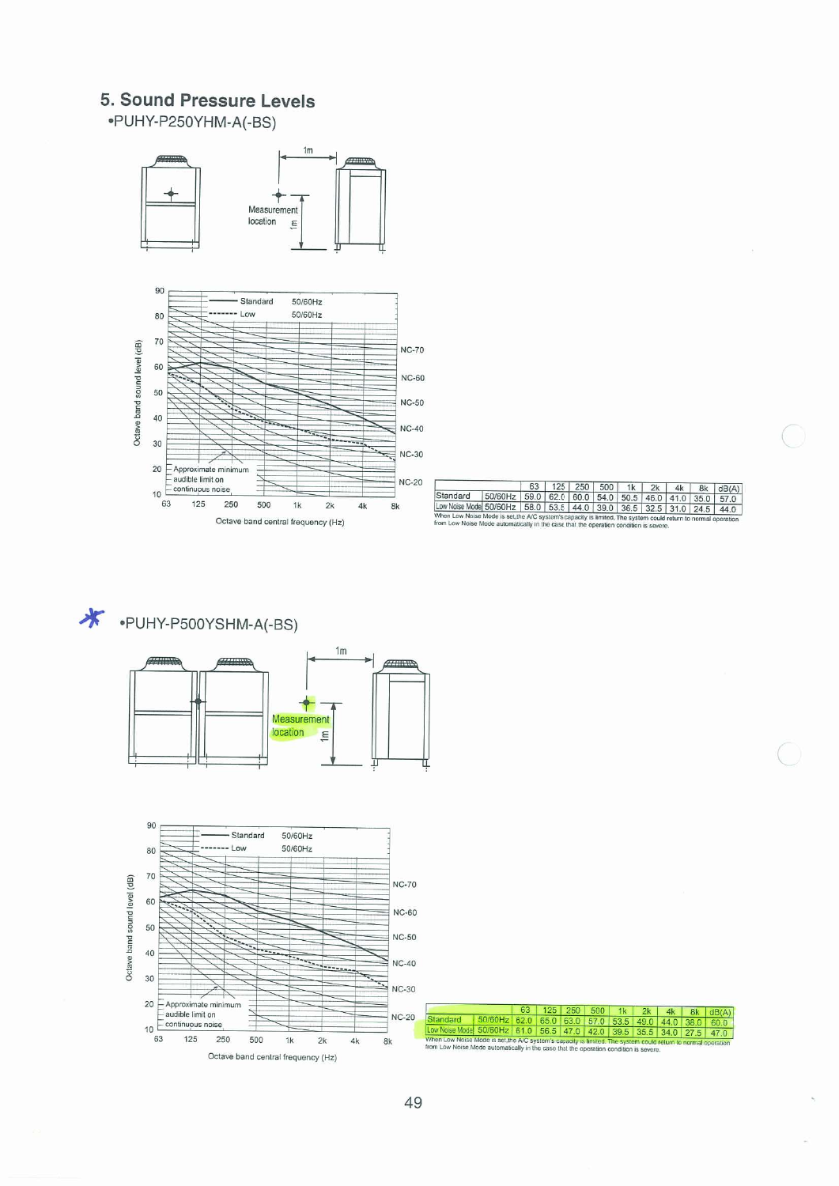## 5. Sound Pressure Levels

•PUHY-P250YHM-A(-BS)

1m

Measurement location

1m

Standard 50/60Hz
Low 50/60Hz

Octave band sound level (dB)

NC-70
NC-60
NC-50
NC-40
NC-30
NC-20

Approximate minimum audible limit on continuous noise

Octave band central frequency (Hz)

| | | 63 | 125 | 250 | 500 | 1k | 2k | 4k | 8k | dB(A) |
|---|---|---|---|---|---|---|---|---|---|---|
| Standard | 50/60Hz | 59.0 | 62.0 | 60.0 | 54.0 | 50.5 | 46.0 | 41.0 | 35.0 | 57.0 |
| Low Noise Mode | 50/60Hz | 58.0 | 53.5 | 44.0 | 39.0 | 36.5 | 32.5 | 31.0 | 24.5 | 44.0 |

When Low Noise Mode is set,the A/C system's capacity is limited. The system could return to normal operation from Low Noise Mode automatically in the case that the operation condition is severe.

*•PUHY-P500YSHM-A(-BS)

1m

Measurement location

1m

Standard 50/60Hz
Low 50/60Hz

Octave band sound level (dB)

NC-70
NC-60
NC-50
NC-40
NC-30
NC-20

Approximate minimum audible limit on continuous noise

Octave band central frequency (Hz)

| | | 63 | 125 | 250 | 500 | 1k | 2k | 4k | 8k | dB(A) |
|---|---|---|---|---|---|---|---|---|---|---|
| Standard | 50/60Hz | 62.0 | 65.0 | 63.0 | 57.0 | 53.5 | 49.0 | 44.0 | 38.0 | 60.0 |
| Low Noise Mode | 50/60Hz | 61.0 | 56.5 | 47.0 | 42.0 | 39.5 | 35.5 | 34.0 | 27.5 | 47.0 |

When Low Noise Mode is set,the A/C system's capacity is limited. The system could return to normal operation from Low Noise Mode automatically in the case that the operation condition is severe.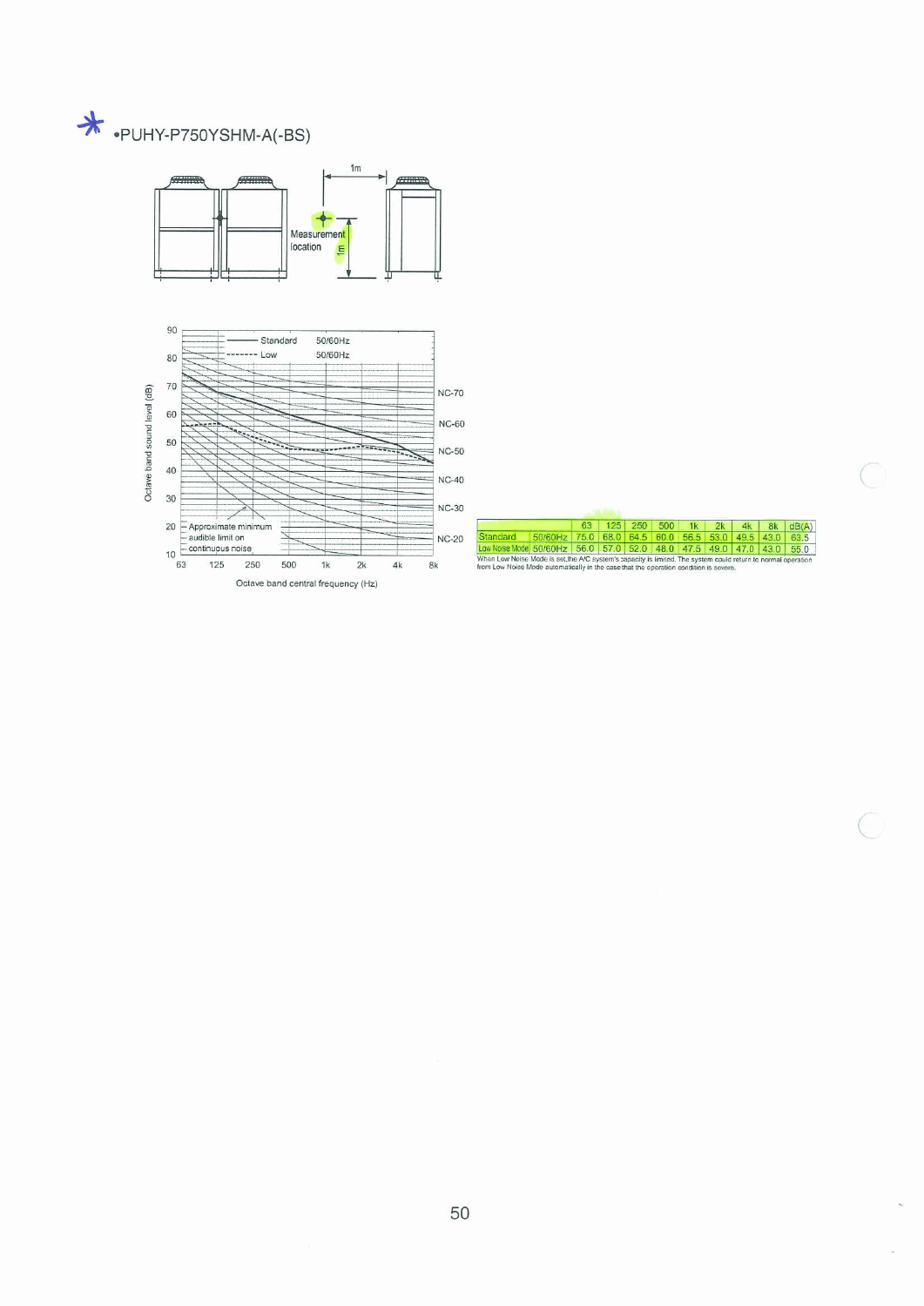# •PUHY-P750YSHM-A(-BS)

1m

Measurement location

1m

Octave band sound level (dB)

— Standard 50/60Hz
------- Low 50/60Hz

NC-70
NC-60
NC-50
NC-40
NC-30
NC-20

Approximate minimum audible limit on continuous noise

Octave band central frequency (Hz)

| | | 63 | 125 | 250 | 500 | 1k | 2k | 4k | 8k | dB(A) |
|---|---|---|---|---|---|---|---|---|---|---|
| Standard | 50/60Hz | 75.0 | 68.0 | 64.5 | 60.0 | 56.5 | 53.0 | 49.5 | 43.0 | 63.5 |
| Low Noise Mode | 50/60Hz | 56.0 | 57.0 | 52.0 | 48.0 | 47.5 | 49.0 | 47.0 | 43.0 | 55.0 |

When Low Noise Mode is set,the A/C system's capacity is limited. The system could return to normal operation from Low Noise Mode automatically in the case that the operation condition is severe.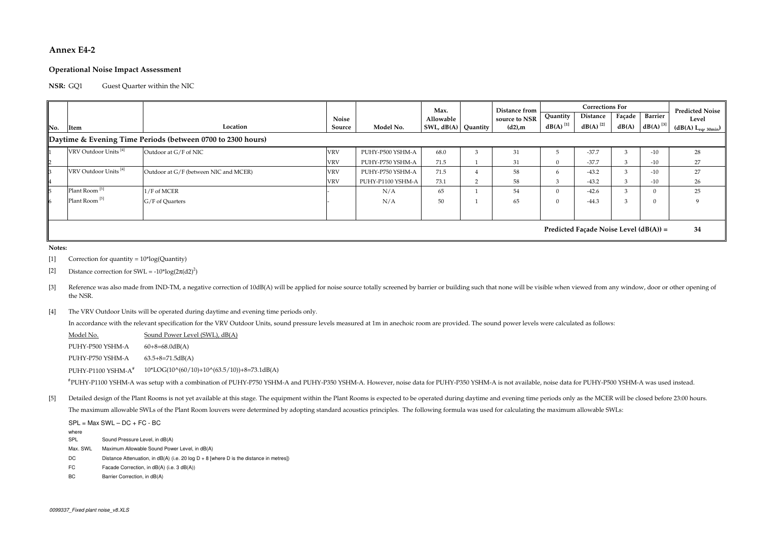## Annex E4-2

### Operational Noise Impact Assessment

**NSR:** GQ1 Guest Quarter within the NIC

| No. | Item | Location | Noise Source | Model No. | Max. Allowable SWL, dB(A) | Quantity | Distance from source to NSR (d2),m | Corrections For: Quantity dB(A) [1] | Distance dB(A) [2] | Façade dB(A) | Barrier dB(A) [3] | Predicted Noise Level (dB(A) $L_{eq, 30min}$) |
|---|---|---|---|---|---|---|---|---|---|---|---|---|
| **Daytime & Evening Time Periods (between 0700 to 2300 hours)** | | | | | | | | | | | | |
| 1 | VRV Outdoor Units [4] | Outdoor at G/F of NIC | VRV | PUHY-P500 YSHM-A | 68.0 | 3 | 31 | 5 | -37.7 | 3 | -10 | 28 |
| 2 | | | VRV | PUHY-P750 YSHM-A | 71.5 | 1 | 31 | 0 | -37.7 | 3 | -10 | 27 |
| 3 | VRV Outdoor Units [4] | Outdoor at G/F (between NIC and MCER) | VRV | PUHY-P750 YSHM-A | 71.5 | 4 | 58 | 6 | -43.2 | 3 | -10 | 27 |
| 4 | | | VRV | PUHY-P1100 YSHM-A | 73.1 | 2 | 58 | 3 | -43.2 | 3 | -10 | 26 |
| 5 | Plant Room [5] | 1/F of MCER | - | N/A | 65 | 1 | 54 | 0 | -42.6 | 3 | 0 | 25 |
| 6 | Plant Room [5] | G/F of Quarters | - | N/A | 50 | 1 | 65 | 0 | -44.3 | 3 | 0 | 9 |
| | | | | | | | | **Predicted Façade Noise Level (dB(A)) =** | | | | **34** |

**Notes:**

[1] Correction for quantity = 10*log(Quantity)

[2] Distance correction for SWL = $-10*\log(2\pi(d2)^2)$

[3] Reference was also made from IND-TM, a negative correction of 10dB(A) will be applied for noise source totally screened by barrier or building such that none will be visible when viewed from any window, door or other opening of the NSR.

[4] The VRV Outdoor Units will be operated during daytime and evening time periods only.

In accordance with the relevant specification for the VRV Outdoor Units, sound pressure levels measured at 1m in anechoic room are provided. The sound power levels were calculated as follows:

| Model No. | Sound Power Level (SWL), dB(A) |
|---|---|
| PUHY-P500 YSHM-A | 60+8=68.0dB(A) |
| PUHY-P750 YSHM-A | 63.5+8=71.5dB(A) |
| PUHY-P1100 YSHM-A# | 10*LOG(10^(60/10)+10^(63.5/10))+8=73.1dB(A) |

#PUHY-P1100 YSHM-A was setup with a combination of PUHY-P750 YSHM-A and PUHY-P350 YSHM-A. However, noise data for PUHY-P350 YSHM-A is not available, noise data for PUHY-P500 YSHM-A was used instead.

[5] Detailed design of the Plant Rooms is not yet available at this stage. The equipment within the Plant Rooms is expected to be operated during daytime and evening time periods only as the MCER will be closed before 23:00 hours.

The maximum allowable SWLs of the Plant Room louvers were determined by adopting standard acoustics principles. The following formula was used for calculating the maximum allowable SWLs:

SPL = Max SWL – DC + FC - BC

where

- SPL — Sound Pressure Level, in dB(A)
- Max. SWL — Maximum Allowable Sound Power Level, in dB(A)
- DC — Distance Attenuation, in dB(A) (i.e. 20 log D + 8 [where D is the distance in metres])
- FC — Facade Correction, in dB(A) (i.e. 3 dB(A))
- BC — Barrier Correction, in dB(A)

*0099337_Fixed plant noise_v8.XLS*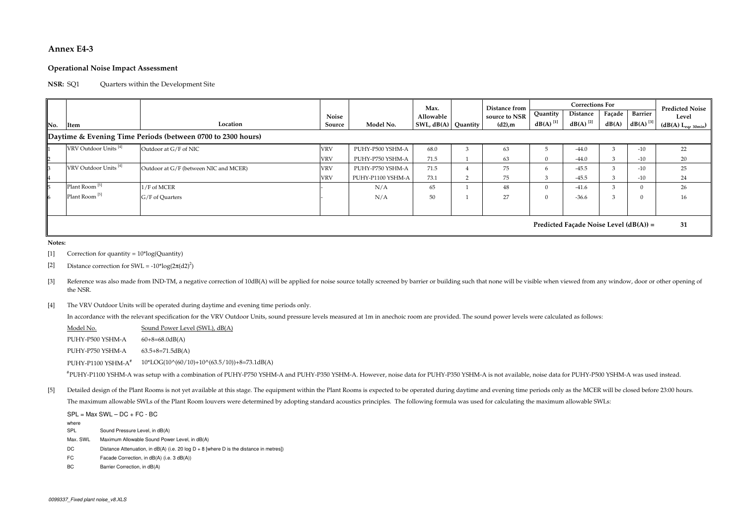# Annex E4-3

## Operational Noise Impact Assessment

**NSR:** SQ1 Quarters within the Development Site

| No. | Item | Location | Noise Source | Model No. | Max. Allowable SWL, dB(A) | Quantity | Distance from source to NSR (d2),m | Corrections For Quantity dB(A) [1] | Distance dB(A) [2] | Façade dB(A) | Barrier dB(A) [3] | Predicted Noise Level (dB(A) $L_{eq, 30min}$) |
|---|---|---|---|---|---|---|---|---|---|---|---|---|
| **Daytime & Evening Time Periods (between 0700 to 2300 hours)** | | | | | | | | | | | | |
| 1 | VRV Outdoor Units [4] | Outdoor at G/F of NIC | VRV | PUHY-P500 YSHM-A | 68.0 | 3 | 63 | 5 | -44.0 | 3 | -10 | 22 |
| 2 | | | VRV | PUHY-P750 YSHM-A | 71.5 | 1 | 63 | 0 | -44.0 | 3 | -10 | 20 |
| 3 | VRV Outdoor Units [4] | Outdoor at G/F (between NIC and MCER) | VRV | PUHY-P750 YSHM-A | 71.5 | 4 | 75 | 6 | -45.5 | 3 | -10 | 25 |
| 4 | | | VRV | PUHY-P1100 YSHM-A | 73.1 | 2 | 75 | 3 | -45.5 | 3 | -10 | 24 |
| 5 | Plant Room [5] | 1/F of MCER | - | N/A | 65 | 1 | 48 | 0 | -41.6 | 3 | 0 | 26 |
| 6 | Plant Room [5] | G/F of Quarters | - | N/A | 50 | 1 | 27 | 0 | -36.6 | 3 | 0 | 16 |
| | | | | | | | | | | | **Predicted Façade Noise Level (dB(A)) =** | **31** |

**Notes:**

[1] Correction for quantity = 10*log(Quantity)

[2] Distance correction for SWL = $-10*\log(2\pi(d2)^2)$

[3] Reference was also made from IND-TM, a negative correction of 10dB(A) will be applied for noise source totally screened by barrier or building such that none will be visible when viewed from any window, door or other opening of the NSR.

[4] The VRV Outdoor Units will be operated during daytime and evening time periods only.

In accordance with the relevant specification for the VRV Outdoor Units, sound pressure levels measured at 1m in anechoic room are provided. The sound power levels were calculated as follows:

| Model No. | Sound Power Level (SWL), dB(A) |
|---|---|
| PUHY-P500 YSHM-A | 60+8=68.0dB(A) |
| PUHY-P750 YSHM-A | 63.5+8=71.5dB(A) |
| PUHY-P1100 YSHM-A# | 10*LOG(10^(60/10)+10^(63.5/10))+8=73.1dB(A) |

#PUHY-P1100 YSHM-A was setup with a combination of PUHY-P750 YSHM-A and PUHY-P350 YSHM-A. However, noise data for PUHY-P350 YSHM-A is not available, noise data for PUHY-P500 YSHM-A was used instead.

[5] Detailed design of the Plant Rooms is not yet available at this stage. The equipment within the Plant Rooms is expected to be operated during daytime and evening time periods only as the MCER will be closed before 23:00 hours.

The maximum allowable SWLs of the Plant Room louvers were determined by adopting standard acoustics principles. The following formula was used for calculating the maximum allowable SWLs:

SPL = Max SWL – DC + FC - BC

where

| | |
|---|---|
| SPL | Sound Pressure Level, in dB(A) |
| Max. SWL | Maximum Allowable Sound Power Level, in dB(A) |
| DC | Distance Attenuation, in dB(A) (i.e. 20 log D + 8 [where D is the distance in metres]) |
| FC | Facade Correction, in dB(A) (i.e. 3 dB(A)) |
| BC | Barrier Correction, in dB(A) |